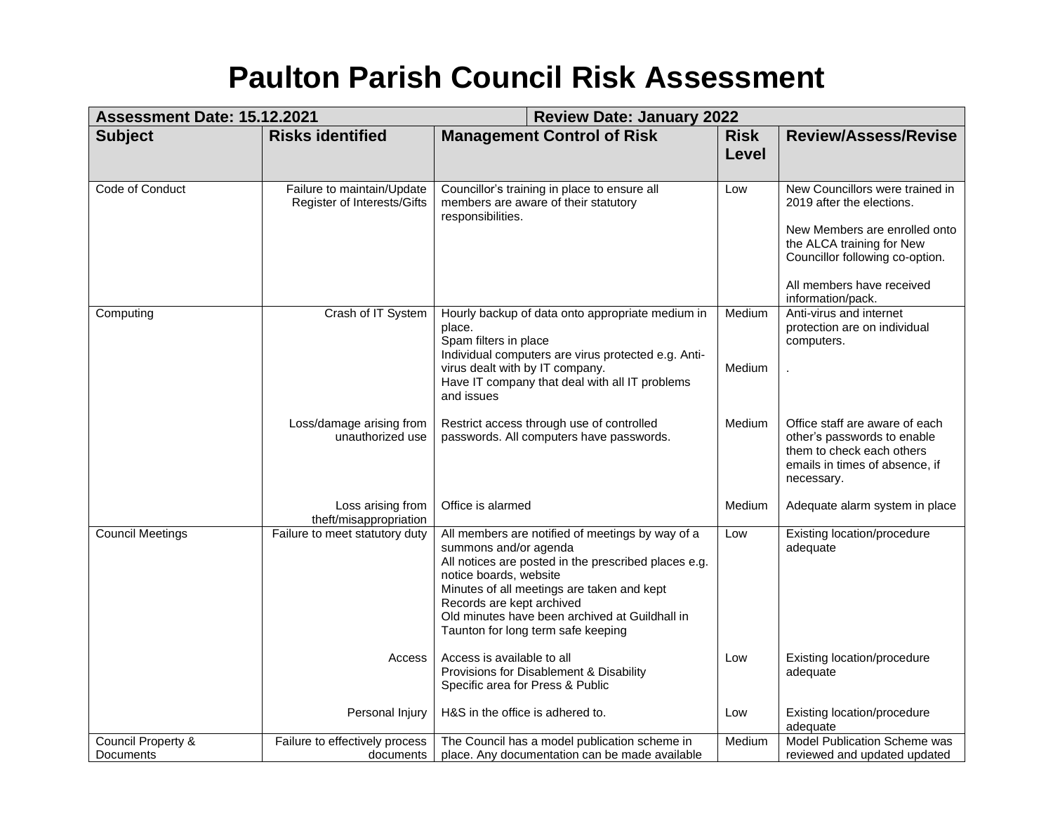# Paulton Parish Council Risk Assessment

| Assessment Date: 15.12.2021 | | Review Date: January 2022 | | |
|---|---|---|---|---|
| **Subject** | **Risks identified** | **Management Control of Risk** | **Risk Level** | **Review/Assess/Revise** |
| Code of Conduct | Failure to maintain/Update Register of Interests/Gifts | Councillor's training in place to ensure all members are aware of their statutory responsibilities. | Low | New Councillors were trained in 2019 after the elections.<br><br>New Members are enrolled onto the ALCA training for New Councillor following co-option.<br><br>All members have received information/pack. |
| Computing | Crash of IT System | Hourly backup of data onto appropriate medium in place.<br>Spam filters in place<br>Individual computers are virus protected e.g. Anti-virus dealt with by IT company.<br>Have IT company that deal with all IT problems and issues | Medium<br><br>Medium | Anti-virus and internet protection are on individual computers.<br><br>. |
| | Loss/damage arising from unauthorized use | Restrict access through use of controlled passwords. All computers have passwords. | Medium | Office staff are aware of each other's passwords to enable them to check each others emails in times of absence, if necessary. |
| | Loss arising from theft/misappropriation | Office is alarmed | Medium | Adequate alarm system in place |
| Council Meetings | Failure to meet statutory duty | All members are notified of meetings by way of a summons and/or agenda<br>All notices are posted in the prescribed places e.g. notice boards, website<br>Minutes of all meetings are taken and kept<br>Records are kept archived<br>Old minutes have been archived at Guildhall in Taunton for long term safe keeping | Low | Existing location/procedure adequate |
| | Access | Access is available to all<br>Provisions for Disablement & Disability<br>Specific area for Press & Public | Low | Existing location/procedure adequate |
| | Personal Injury | H&S in the office is adhered to. | Low | Existing location/procedure adequate |
| Council Property & Documents | Failure to effectively process documents | The Council has a model publication scheme in place. Any documentation can be made available | Medium | Model Publication Scheme was reviewed and updated updated |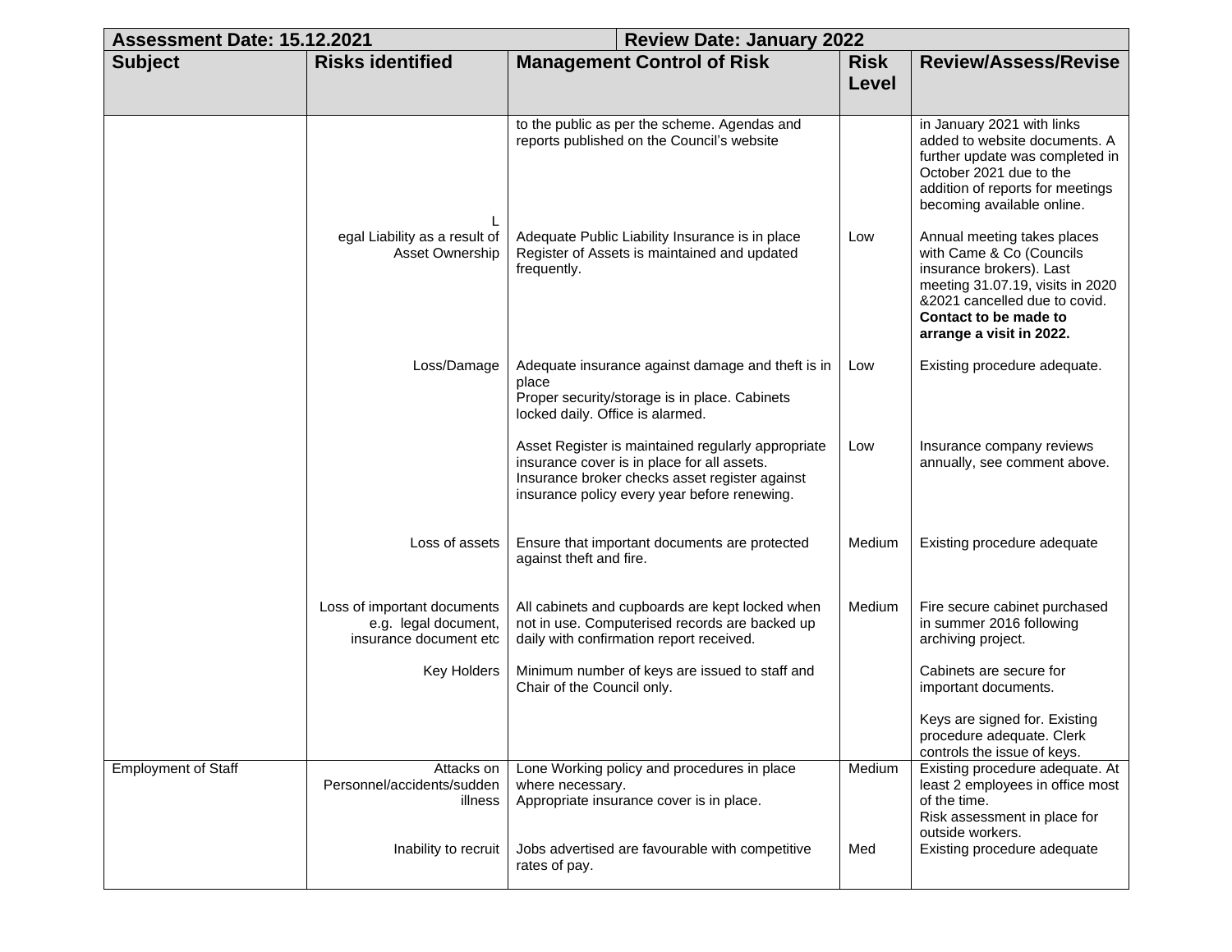| Assessment Date: 15.12.2021 | | Review Date: January 2022 | | |
|---|---|---|---|---|
| **Subject** | **Risks identified** | **Management Control of Risk** | **Risk Level** | **Review/Assess/Revise** |
| | | to the public as per the scheme. Agendas and reports published on the Council's website | | in January 2021 with links added to website documents. A further update was completed in October 2021 due to the addition of reports for meetings becoming available online. |
| | Legal Liability as a result of Asset Ownership | Adequate Public Liability Insurance is in place Register of Assets is maintained and updated frequently. | Low | Annual meeting takes places with Came & Co (Councils insurance brokers). Last meeting 31.07.19, visits in 2020 &2021 cancelled due to covid. **Contact to be made to arrange a visit in 2022.** |
| | Loss/Damage | Adequate insurance against damage and theft is in place Proper security/storage is in place. Cabinets locked daily. Office is alarmed. | Low | Existing procedure adequate. |
| | | Asset Register is maintained regularly appropriate insurance cover is in place for all assets. Insurance broker checks asset register against insurance policy every year before renewing. | Low | Insurance company reviews annually, see comment above. |
| | Loss of assets | Ensure that important documents are protected against theft and fire. | Medium | Existing procedure adequate |
| | Loss of important documents e.g. legal document, insurance document etc | All cabinets and cupboards are kept locked when not in use. Computerised records are backed up daily with confirmation report received. | Medium | Fire secure cabinet purchased in summer 2016 following archiving project. |
| | Key Holders | Minimum number of keys are issued to staff and Chair of the Council only. | | Cabinets are secure for important documents. Keys are signed for. Existing procedure adequate. Clerk controls the issue of keys. |
| Employment of Staff | Attacks on Personnel/accidents/sudden illness | Lone Working policy and procedures in place where necessary. Appropriate insurance cover is in place. | Medium | Existing procedure adequate. At least 2 employees in office most of the time. Risk assessment in place for outside workers. |
| | Inability to recruit | Jobs advertised are favourable with competitive rates of pay. | Med | Existing procedure adequate |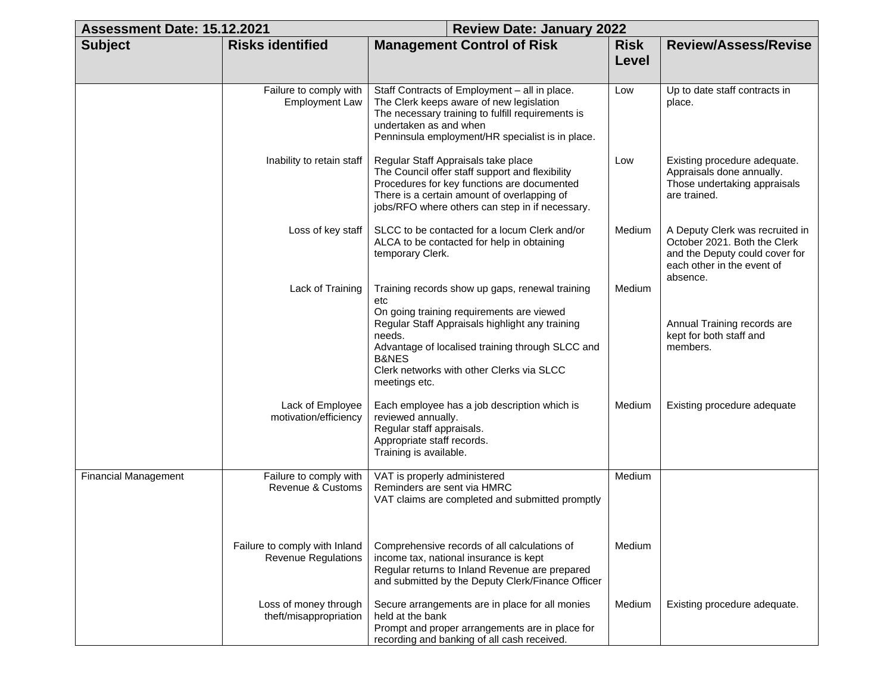| Assessment Date: 15.12.2021 | | Review Date: January 2022 | | |
|---|---|---|---|---|
| **Subject** | **Risks identified** | **Management Control of Risk** | **Risk Level** | **Review/Assess/Revise** |
| | Failure to comply with Employment Law | Staff Contracts of Employment – all in place.<br>The Clerk keeps aware of new legislation<br>The necessary training to fulfill requirements is undertaken as and when<br>Penninsula employment/HR specialist is in place. | Low | Up to date staff contracts in place. |
| | Inability to retain staff | Regular Staff Appraisals take place<br>The Council offer staff support and flexibility<br>Procedures for key functions are documented<br>There is a certain amount of overlapping of jobs/RFO where others can step in if necessary. | Low | Existing procedure adequate. Appraisals done annually. Those undertaking appraisals are trained. |
| | Loss of key staff | SLCC to be contacted for a locum Clerk and/or ALCA to be contacted for help in obtaining temporary Clerk. | Medium | A Deputy Clerk was recruited in October 2021. Both the Clerk and the Deputy could cover for each other in the event of absence. |
| | Lack of Training | Training records show up gaps, renewal training etc<br>On going training requirements are viewed<br>Regular Staff Appraisals highlight any training needs.<br>Advantage of localised training through SLCC and B&NES<br>Clerk networks with other Clerks via SLCC meetings etc. | Medium | Annual Training records are kept for both staff and members. |
| | Lack of Employee motivation/efficiency | Each employee has a job description which is reviewed annually.<br>Regular staff appraisals.<br>Appropriate staff records.<br>Training is available. | Medium | Existing procedure adequate |
| Financial Management | Failure to comply with Revenue & Customs | VAT is properly administered<br>Reminders are sent via HMRC<br>VAT claims are completed and submitted promptly | Medium | |
| | Failure to comply with Inland Revenue Regulations | Comprehensive records of all calculations of income tax, national insurance is kept<br>Regular returns to Inland Revenue are prepared and submitted by the Deputy Clerk/Finance Officer | Medium | |
| | Loss of money through theft/misappropriation | Secure arrangements are in place for all monies held at the bank<br>Prompt and proper arrangements are in place for recording and banking of all cash received. | Medium | Existing procedure adequate. |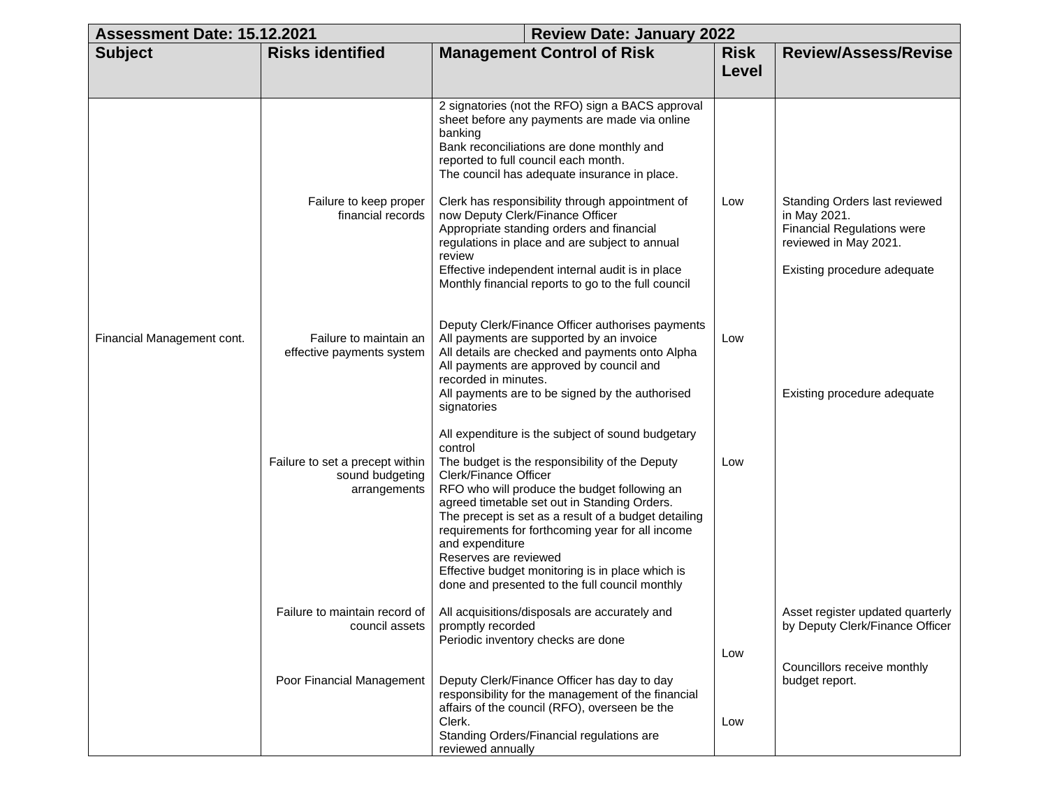| Assessment Date: 15.12.2021 | | Review Date: January 2022 | | |
|---|---|---|---|---|
| **Subject** | **Risks identified** | **Management Control of Risk** | **Risk Level** | **Review/Assess/Revise** |
| Financial Management cont. | | 2 signatories (not the RFO) sign a BACS approval sheet before any payments are made via online banking<br>Bank reconciliations are done monthly and reported to full council each month.<br>The council has adequate insurance in place. | | |
| | Failure to keep proper financial records | Clerk has responsibility through appointment of now Deputy Clerk/Finance Officer<br>Appropriate standing orders and financial regulations in place and are subject to annual review<br>Effective independent internal audit is in place<br>Monthly financial reports to go to the full council | Low | Standing Orders last reviewed in May 2021.<br>Financial Regulations were reviewed in May 2021.<br><br>Existing procedure adequate |
| | Failure to maintain an effective payments system | Deputy Clerk/Finance Officer authorises payments<br>All payments are supported by an invoice<br>All details are checked and payments onto Alpha<br>All payments are approved by council and recorded in minutes.<br>All payments are to be signed by the authorised signatories | Low | Existing procedure adequate |
| | Failure to set a precept within sound budgeting arrangements | All expenditure is the subject of sound budgetary control<br>The budget is the responsibility of the Deputy Clerk/Finance Officer<br>RFO who will produce the budget following an agreed timetable set out in Standing Orders.<br>The precept is set as a result of a budget detailing requirements for forthcoming year for all income and expenditure<br>Reserves are reviewed<br>Effective budget monitoring is in place which is done and presented to the full council monthly | Low | |
| | Failure to maintain record of council assets | All acquisitions/disposals are accurately and promptly recorded<br>Periodic inventory checks are done | Low | Asset register updated quarterly by Deputy Clerk/Finance Officer<br><br>Councillors receive monthly budget report. |
| | Poor Financial Management | Deputy Clerk/Finance Officer has day to day responsibility for the management of the financial affairs of the council (RFO), overseen be the Clerk.<br>Standing Orders/Financial regulations are reviewed annually | Low | |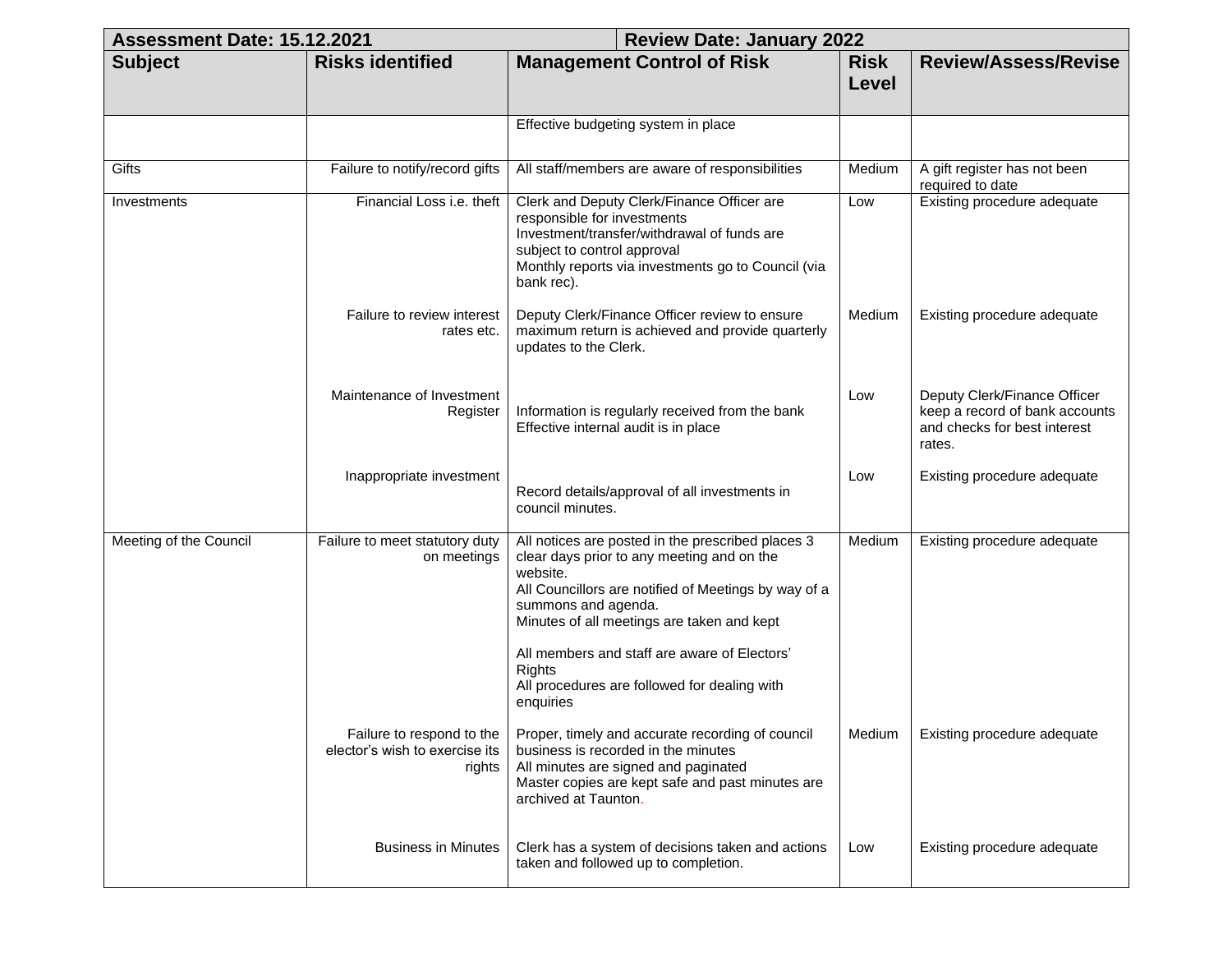| Assessment Date: 15.12.2021 | | Review Date: January 2022 | | |
|---|---|---|---|---|
| **Subject** | **Risks identified** | **Management Control of Risk** | **Risk Level** | **Review/Assess/Revise** |
| | | Effective budgeting system in place | | |
| Gifts | Failure to notify/record gifts | All staff/members are aware of responsibilities | Medium | A gift register has not been required to date |
| Investments | Financial Loss i.e. theft | Clerk and Deputy Clerk/Finance Officer are responsible for investments<br>Investment/transfer/withdrawal of funds are subject to control approval<br>Monthly reports via investments go to Council (via bank rec). | Low | Existing procedure adequate |
| | Failure to review interest rates etc. | Deputy Clerk/Finance Officer review to ensure maximum return is achieved and provide quarterly updates to the Clerk. | Medium | Existing procedure adequate |
| | Maintenance of Investment Register | Information is regularly received from the bank<br>Effective internal audit is in place | Low | Deputy Clerk/Finance Officer keep a record of bank accounts and checks for best interest rates. |
| | Inappropriate investment | Record details/approval of all investments in council minutes. | Low | Existing procedure adequate |
| Meeting of the Council | Failure to meet statutory duty on meetings | All notices are posted in the prescribed places 3 clear days prior to any meeting and on the website.<br>All Councillors are notified of Meetings by way of a summons and agenda.<br>Minutes of all meetings are taken and kept<br><br>All members and staff are aware of Electors' Rights<br>All procedures are followed for dealing with enquiries | Medium | Existing procedure adequate |
| | Failure to respond to the elector's wish to exercise its rights | Proper, timely and accurate recording of council business is recorded in the minutes<br>All minutes are signed and paginated<br>Master copies are kept safe and past minutes are archived at Taunton. | Medium | Existing procedure adequate |
| | Business in Minutes | Clerk has a system of decisions taken and actions taken and followed up to completion. | Low | Existing procedure adequate |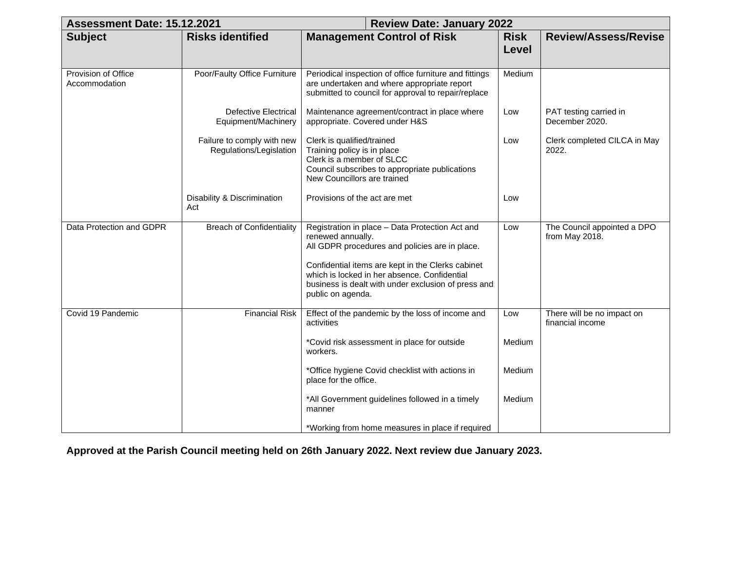| Assessment Date: 15.12.2021 | | Review Date: January 2022 | | |
|---|---|---|---|---|
| **Subject** | **Risks identified** | **Management Control of Risk** | **Risk Level** | **Review/Assess/Revise** |
| Provision of Office Accommodation | Poor/Faulty Office Furniture | Periodical inspection of office furniture and fittings are undertaken and where appropriate report submitted to council for approval to repair/replace | Medium | |
| | Defective Electrical Equipment/Machinery | Maintenance agreement/contract in place where appropriate. Covered under H&S | Low | PAT testing carried in December 2020. |
| | Failure to comply with new Regulations/Legislation | Clerk is qualified/trained<br>Training policy is in place<br>Clerk is a member of SLCC<br>Council subscribes to appropriate publications<br>New Councillors are trained | Low | Clerk completed CILCA in May 2022. |
| | Disability & Discrimination Act | Provisions of the act are met | Low | |
| Data Protection and GDPR | Breach of Confidentiality | Registration in place – Data Protection Act and renewed annually.<br>All GDPR procedures and policies are in place.<br><br>Confidential items are kept in the Clerks cabinet which is locked in her absence. Confidential business is dealt with under exclusion of press and public on agenda. | Low | The Council appointed a DPO from May 2018. |
| Covid 19 Pandemic | Financial Risk | Effect of the pandemic by the loss of income and activities | Low | There will be no impact on financial income |
| | | *Covid risk assessment in place for outside workers. | Medium | |
| | | *Office hygiene Covid checklist with actions in place for the office. | Medium | |
| | | *All Government guidelines followed in a timely manner | Medium | |
| | | *Working from home measures in place if required | | |

**Approved at the Parish Council meeting held on 26th January 2022. Next review due January 2023.**